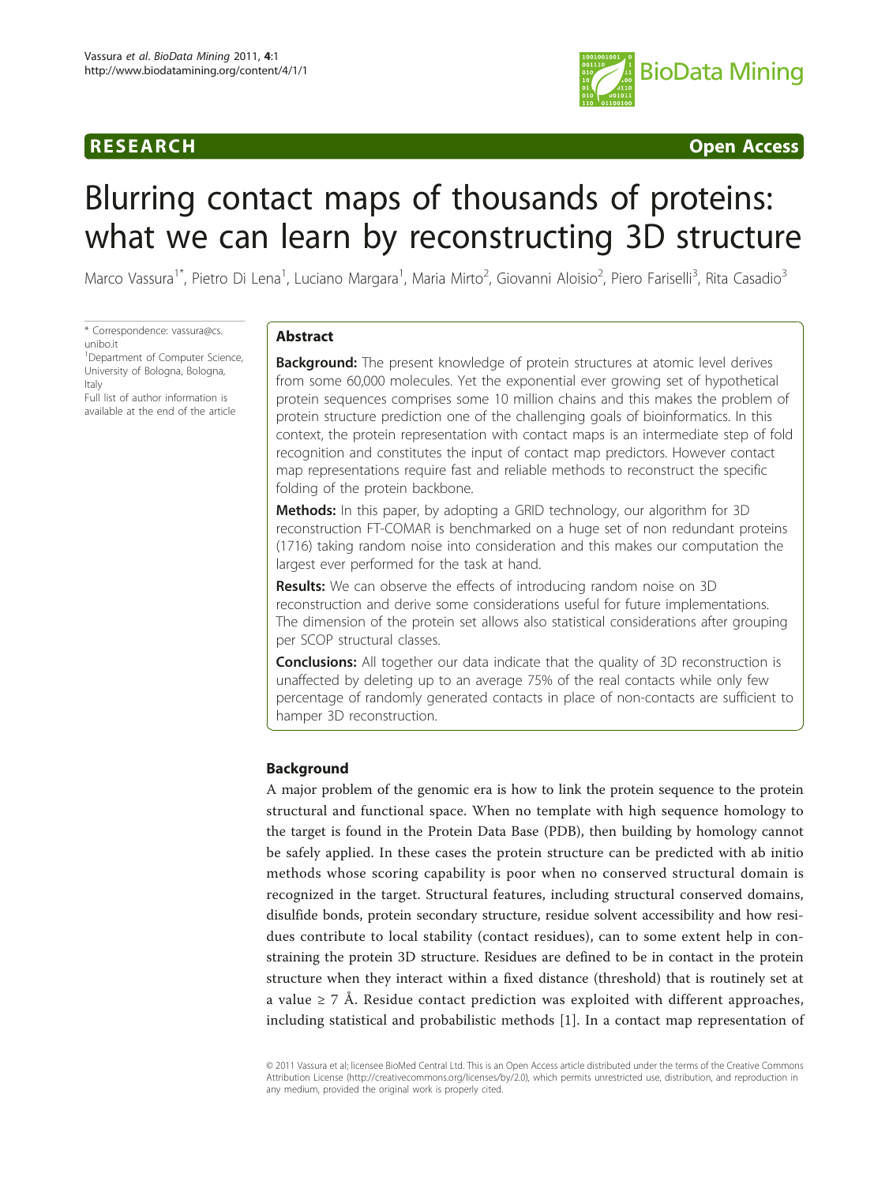RESEARCH Open Access

# Blurring contact maps of thousands of proteins: what we can learn by reconstructing 3D structure

Marco Vassura[1*], Pietro Di Lena[1], Luciano Margara[1], Maria Mirto[2], Giovanni Aloisio[2], Piero Fariselli[3], Rita Casadio[3]

\* Correspondence: vassura@cs.unibo.it

[1]Department of Computer Science, University of Bologna, Bologna, Italy

Full list of author information is available at the end of the article

## Abstract

**Background:** The present knowledge of protein structures at atomic level derives from some 60,000 molecules. Yet the exponential ever growing set of hypothetical protein sequences comprises some 10 million chains and this makes the problem of protein structure prediction one of the challenging goals of bioinformatics. In this context, the protein representation with contact maps is an intermediate step of fold recognition and constitutes the input of contact map predictors. However contact map representations require fast and reliable methods to reconstruct the specific folding of the protein backbone.

**Methods:** In this paper, by adopting a GRID technology, our algorithm for 3D reconstruction FT-COMAR is benchmarked on a huge set of non redundant proteins (1716) taking random noise into consideration and this makes our computation the largest ever performed for the task at hand.

**Results:** We can observe the effects of introducing random noise on 3D reconstruction and derive some considerations useful for future implementations. The dimension of the protein set allows also statistical considerations after grouping per SCOP structural classes.

**Conclusions:** All together our data indicate that the quality of 3D reconstruction is unaffected by deleting up to an average 75% of the real contacts while only few percentage of randomly generated contacts in place of non-contacts are sufficient to hamper 3D reconstruction.

## Background

A major problem of the genomic era is how to link the protein sequence to the protein structural and functional space. When no template with high sequence homology to the target is found in the Protein Data Base (PDB), then building by homology cannot be safely applied. In these cases the protein structure can be predicted with ab initio methods whose scoring capability is poor when no conserved structural domain is recognized in the target. Structural features, including structural conserved domains, disulfide bonds, protein secondary structure, residue solvent accessibility and how residues contribute to local stability (contact residues), can to some extent help in constraining the protein 3D structure. Residues are defined to be in contact in the protein structure when they interact within a fixed distance (threshold) that is routinely set at a value ≥ 7 Å. Residue contact prediction was exploited with different approaches, including statistical and probabilistic methods [1]. In a contact map representation of

© 2011 Vassura et al; licensee BioMed Central Ltd. This is an Open Access article distributed under the terms of the Creative Commons Attribution License (http://creativecommons.org/licenses/by/2.0), which permits unrestricted use, distribution, and reproduction in any medium, provided the original work is properly cited.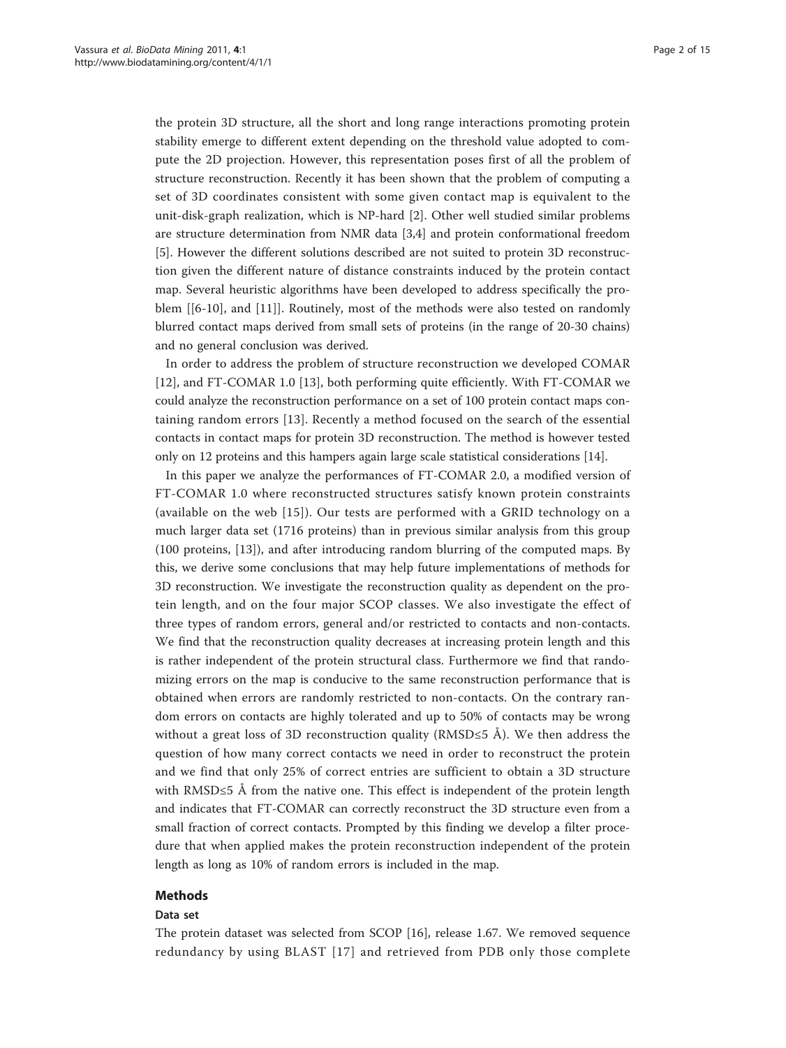the protein 3D structure, all the short and long range interactions promoting protein stability emerge to different extent depending on the threshold value adopted to compute the 2D projection. However, this representation poses first of all the problem of structure reconstruction. Recently it has been shown that the problem of computing a set of 3D coordinates consistent with some given contact map is equivalent to the unit-disk-graph realization, which is NP-hard [2]. Other well studied similar problems are structure determination from NMR data [3,4] and protein conformational freedom [5]. However the different solutions described are not suited to protein 3D reconstruction given the different nature of distance constraints induced by the protein contact map. Several heuristic algorithms have been developed to address specifically the problem [[6-10], and [11]]. Routinely, most of the methods were also tested on randomly blurred contact maps derived from small sets of proteins (in the range of 20-30 chains) and no general conclusion was derived.

In order to address the problem of structure reconstruction we developed COMAR [12], and FT-COMAR 1.0 [13], both performing quite efficiently. With FT-COMAR we could analyze the reconstruction performance on a set of 100 protein contact maps containing random errors [13]. Recently a method focused on the search of the essential contacts in contact maps for protein 3D reconstruction. The method is however tested only on 12 proteins and this hampers again large scale statistical considerations [14].

In this paper we analyze the performances of FT-COMAR 2.0, a modified version of FT-COMAR 1.0 where reconstructed structures satisfy known protein constraints (available on the web [15]). Our tests are performed with a GRID technology on a much larger data set (1716 proteins) than in previous similar analysis from this group (100 proteins, [13]), and after introducing random blurring of the computed maps. By this, we derive some conclusions that may help future implementations of methods for 3D reconstruction. We investigate the reconstruction quality as dependent on the protein length, and on the four major SCOP classes. We also investigate the effect of three types of random errors, general and/or restricted to contacts and non-contacts. We find that the reconstruction quality decreases at increasing protein length and this is rather independent of the protein structural class. Furthermore we find that randomizing errors on the map is conducive to the same reconstruction performance that is obtained when errors are randomly restricted to non-contacts. On the contrary random errors on contacts are highly tolerated and up to 50% of contacts may be wrong without a great loss of 3D reconstruction quality (RMSD≤5 Å). We then address the question of how many correct contacts we need in order to reconstruct the protein and we find that only 25% of correct entries are sufficient to obtain a 3D structure with RMSD≤5 Å from the native one. This effect is independent of the protein length and indicates that FT-COMAR can correctly reconstruct the 3D structure even from a small fraction of correct contacts. Prompted by this finding we develop a filter procedure that when applied makes the protein reconstruction independent of the protein length as long as 10% of random errors is included in the map.

## Methods

### Data set

The protein dataset was selected from SCOP [16], release 1.67. We removed sequence redundancy by using BLAST [17] and retrieved from PDB only those complete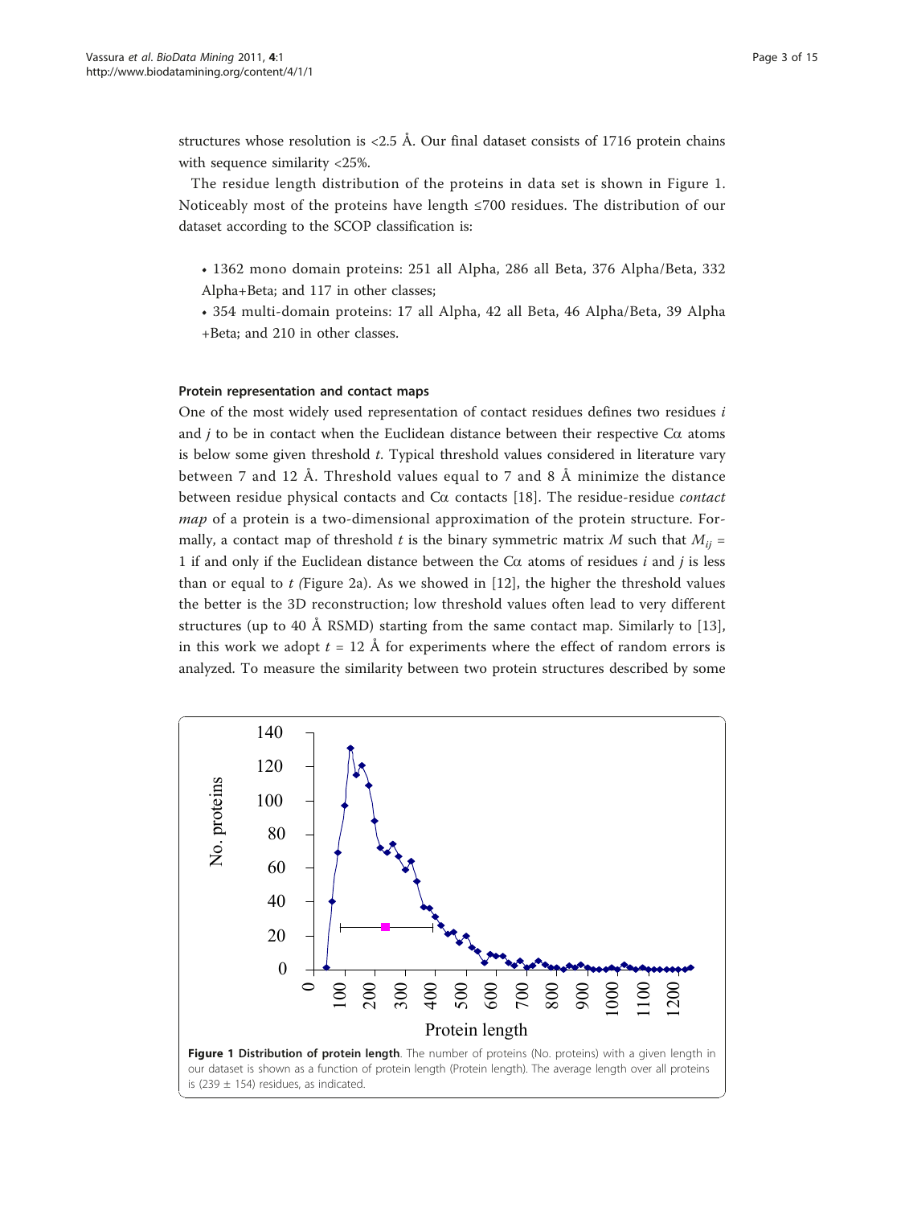structures whose resolution is <2.5 Å. Our final dataset consists of 1716 protein chains with sequence similarity <25%.

The residue length distribution of the proteins in data set is shown in Figure 1. Noticeably most of the proteins have length ≤700 residues. The distribution of our dataset according to the SCOP classification is:

- 1362 mono domain proteins: 251 all Alpha, 286 all Beta, 376 Alpha/Beta, 332 Alpha+Beta; and 117 in other classes;
- 354 multi-domain proteins: 17 all Alpha, 42 all Beta, 46 Alpha/Beta, 39 Alpha +Beta; and 210 in other classes.

#### Protein representation and contact maps

One of the most widely used representation of contact residues defines two residues $i$ and $j$ to be in contact when the Euclidean distance between their respective Cα atoms is below some given threshold $t$. Typical threshold values considered in literature vary between 7 and 12 Å. Threshold values equal to 7 and 8 Å minimize the distance between residue physical contacts and Cα contacts [18]. The residue-residue *contact map* of a protein is a two-dimensional approximation of the protein structure. Formally, a contact map of threshold $t$ is the binary symmetric matrix $M$ such that $M_{ij} = 1$ if and only if the Euclidean distance between the Cα atoms of residues $i$ and $j$ is less than or equal to $t$ (Figure 2a). As we showed in [12], the higher the threshold values the better is the 3D reconstruction; low threshold values often lead to very different structures (up to 40 Å RSMD) starting from the same contact map. Similarly to [13], in this work we adopt $t = 12$ Å for experiments where the effect of random errors is analyzed. To measure the similarity between two protein structures described by some

**Figure 1 Distribution of protein length**. The number of proteins (No. proteins) with a given length in our dataset is shown as a function of protein length (Protein length). The average length over all proteins is (239 ± 154) residues, as indicated.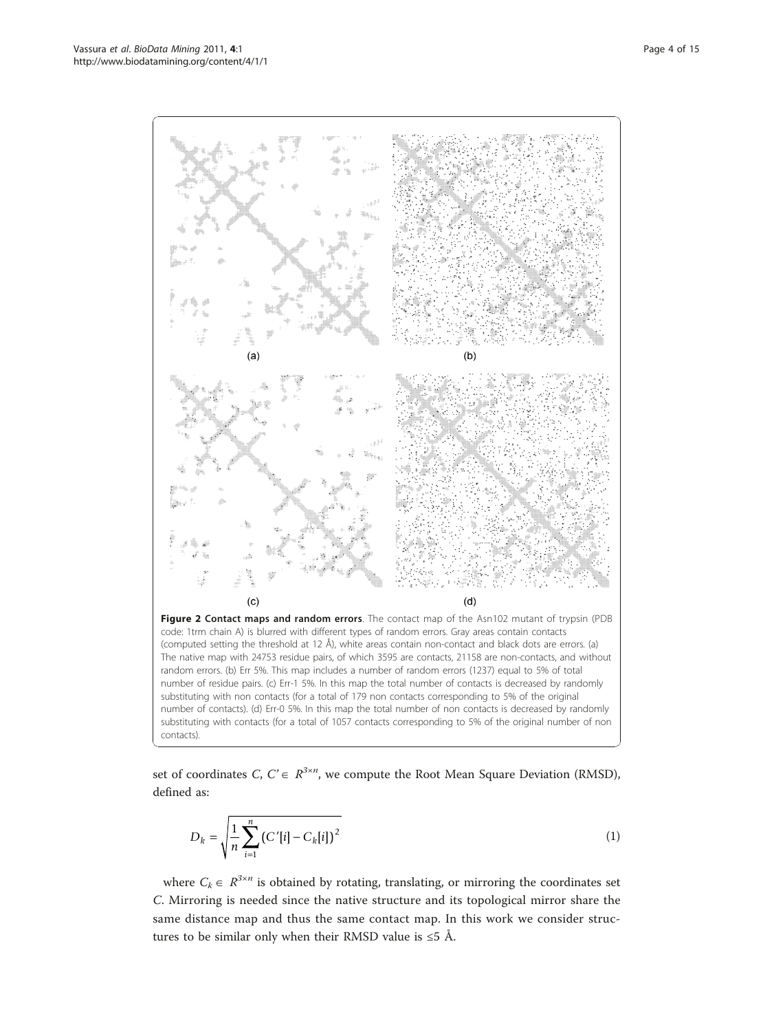(a) (b)

(c) (d)

**Figure 2 Contact maps and random errors**. The contact map of the Asn102 mutant of trypsin (PDB code: 1trm chain A) is blurred with different types of random errors. Gray areas contain contacts (computed setting the threshold at 12 Å), white areas contain non-contact and black dots are errors. (a) The native map with 24753 residue pairs, of which 3595 are contacts, 21158 are non-contacts, and without random errors. (b) Err 5%. This map includes a number of random errors (1237) equal to 5% of total number of residue pairs. (c) Err-1 5%. In this map the total number of contacts is decreased by randomly substituting with non contacts (for a total of 179 non contacts corresponding to 5% of the original number of contacts). (d) Err-0 5%. In this map the total number of non contacts is decreased by randomly substituting with contacts (for a total of 1057 contacts corresponding to 5% of the original number of non contacts).

set of coordinates $C, C' \in R^{3 \times n}$, we compute the Root Mean Square Deviation (RMSD), defined as:

$$D_k = \sqrt{\frac{1}{n} \sum_{i=1}^{n} (C'[i] - C_k[i])^2} \tag{1}$$

where $C_k \in R^{3 \times n}$ is obtained by rotating, translating, or mirroring the coordinates set $C$. Mirroring is needed since the native structure and its topological mirror share the same distance map and thus the same contact map. In this work we consider structures to be similar only when their RMSD value is ≤5 Å.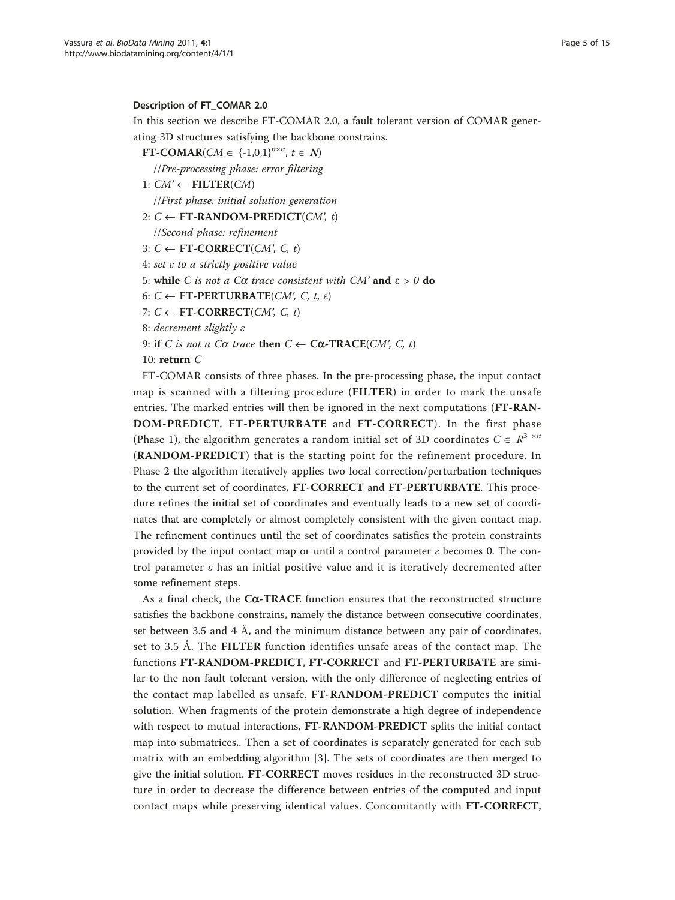### Description of FT_COMAR 2.0

In this section we describe FT-COMAR 2.0, a fault tolerant version of COMAR generating 3D structures satisfying the backbone constrains.

**FT-COMAR**($CM \in \{-1,0,1\}^{n \times n}$, $t \in \mathbf{N}$)

//*Pre-processing phase: error filtering*

1: $CM' \leftarrow$ **FILTER**($CM$)

//*First phase: initial solution generation*

2: $C \leftarrow$ **FT-RANDOM-PREDICT**($CM'$, $t$)

//*Second phase: refinement*

3: $C \leftarrow$ **FT-CORRECT**($CM'$, $C$, $t$)

4: *set* $\varepsilon$ *to a strictly positive value*

5: **while** *C is not a* $C\alpha$ *trace consistent with* $CM'$ **and** $\varepsilon > 0$ **do**

6: $C \leftarrow$ **FT-PERTURBATE**($CM'$, $C$, $t$, $\varepsilon$)

7: $C \leftarrow$ **FT-CORRECT**($CM'$, $C$, $t$)

8: *decrement slightly* $\varepsilon$

9: **if** *C is not a* $C\alpha$ *trace* **then** $C \leftarrow$ **C**$\alpha$**-TRACE**($CM'$, $C$, $t$)

10: **return** $C$

FT-COMAR consists of three phases. In the pre-processing phase, the input contact map is scanned with a filtering procedure (**FILTER**) in order to mark the unsafe entries. The marked entries will then be ignored in the next computations (**FT-RANDOM-PREDICT**, **FT-PERTURBATE** and **FT-CORRECT**). In the first phase (Phase 1), the algorithm generates a random initial set of 3D coordinates $C \in R^{3 \times n}$ (**RANDOM-PREDICT**) that is the starting point for the refinement procedure. In Phase 2 the algorithm iteratively applies two local correction/perturbation techniques to the current set of coordinates, **FT-CORRECT** and **FT-PERTURBATE**. This procedure refines the initial set of coordinates and eventually leads to a new set of coordinates that are completely or almost completely consistent with the given contact map. The refinement continues until the set of coordinates satisfies the protein constraints provided by the input contact map or until a control parameter $\varepsilon$ becomes 0. The control parameter $\varepsilon$ has an initial positive value and it is iteratively decremented after some refinement steps.

As a final check, the **C**$\alpha$**-TRACE** function ensures that the reconstructed structure satisfies the backbone constrains, namely the distance between consecutive coordinates, set between 3.5 and 4 Å, and the minimum distance between any pair of coordinates, set to 3.5 Å. The **FILTER** function identifies unsafe areas of the contact map. The functions **FT-RANDOM-PREDICT**, **FT-CORRECT** and **FT-PERTURBATE** are similar to the non fault tolerant version, with the only difference of neglecting entries of the contact map labelled as unsafe. **FT-RANDOM-PREDICT** computes the initial solution. When fragments of the protein demonstrate a high degree of independence with respect to mutual interactions, **FT-RANDOM-PREDICT** splits the initial contact map into submatrices,. Then a set of coordinates is separately generated for each sub matrix with an embedding algorithm [3]. The sets of coordinates are then merged to give the initial solution. **FT-CORRECT** moves residues in the reconstructed 3D structure in order to decrease the difference between entries of the computed and input contact maps while preserving identical values. Concomitantly with **FT-CORRECT**,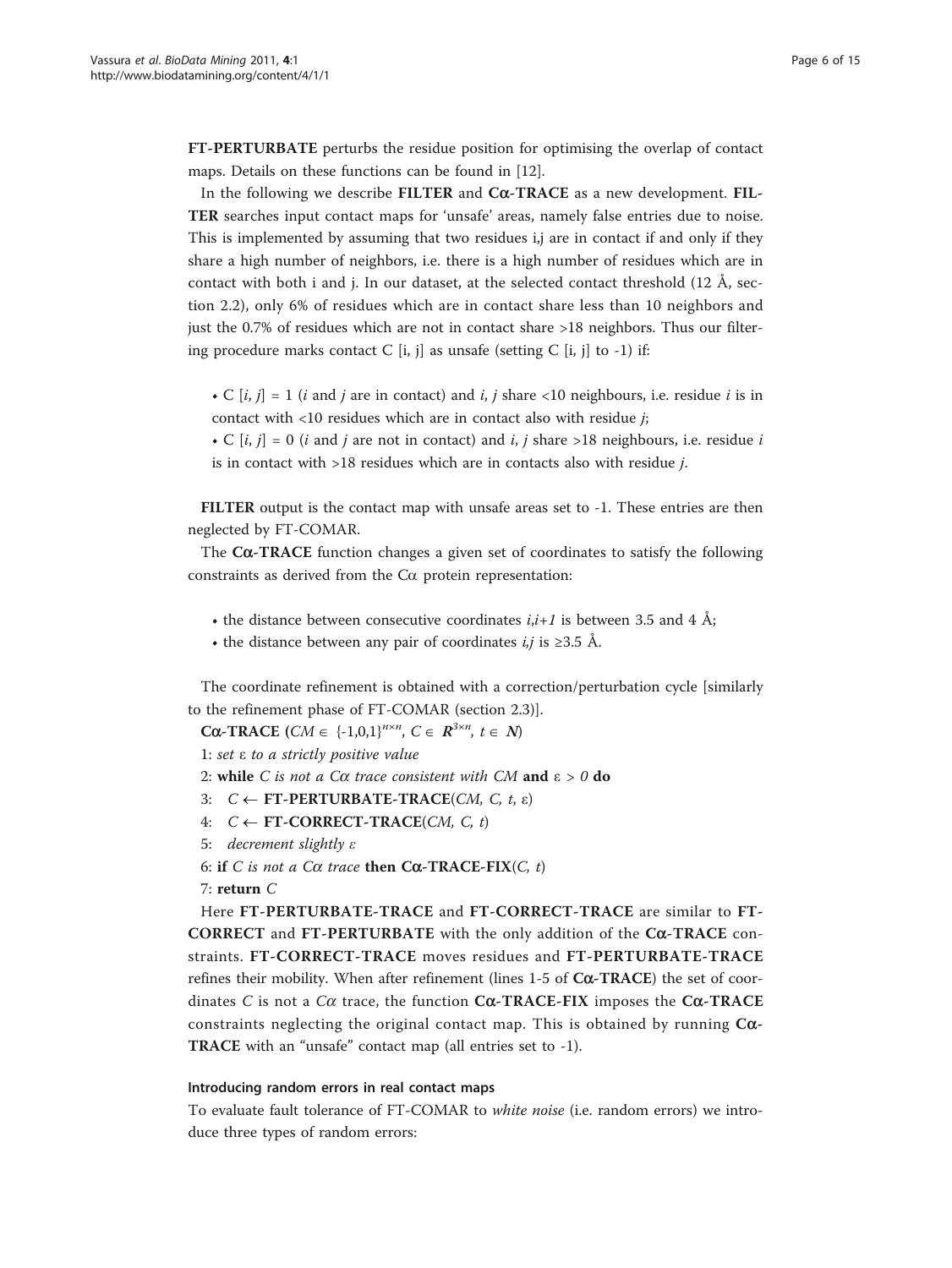**FT-PERTURBATE** perturbs the residue position for optimising the overlap of contact maps. Details on these functions can be found in [12].

In the following we describe **FILTER** and **Cα-TRACE** as a new development. **FILTER** searches input contact maps for 'unsafe' areas, namely false entries due to noise. This is implemented by assuming that two residues i,j are in contact if and only if they share a high number of neighbors, i.e. there is a high number of residues which are in contact with both i and j. In our dataset, at the selected contact threshold (12 Å, section 2.2), only 6% of residues which are in contact share less than 10 neighbors and just the 0.7% of residues which are not in contact share >18 neighbors. Thus our filtering procedure marks contact C [i, j] as unsafe (setting C [i, j] to -1) if:

- C [*i*, *j*] = 1 (*i* and *j* are in contact) and *i*, *j* share <10 neighbours, i.e. residue *i* is in contact with <10 residues which are in contact also with residue *j*;
- C [*i*, *j*] = 0 (*i* and *j* are not in contact) and *i*, *j* share >18 neighbours, i.e. residue *i* is in contact with >18 residues which are in contacts also with residue *j*.

**FILTER** output is the contact map with unsafe areas set to -1. These entries are then neglected by FT-COMAR.

The **Cα-TRACE** function changes a given set of coordinates to satisfy the following constraints as derived from the Cα protein representation:

- the distance between consecutive coordinates *i*,*i+1* is between 3.5 and 4 Å;
- the distance between any pair of coordinates *i*,*j* is ≥3.5 Å.

The coordinate refinement is obtained with a correction/perturbation cycle [similarly to the refinement phase of FT-COMAR (section 2.3)].

**Cα-TRACE** ($CM \in \{-1,0,1\}^{n \times n}$, $C \in \mathbf{R}^{3 \times n}$, $t \in \mathbf{N}$)

1: *set* ε *to a strictly positive value*
2: **while** *C is not a Cα trace consistent with CM* **and** ε > *0* **do**
3: *C* ← **FT-PERTURBATE-TRACE**(*CM, C, t,* ε)
4: *C* ← **FT-CORRECT-TRACE**(*CM, C, t*)
5: *decrement slightly* ε
6: **if** *C is not a Cα trace* **then** **Cα-TRACE-FIX**(*C, t*)
7: **return** *C*

Here **FT-PERTURBATE-TRACE** and **FT-CORRECT-TRACE** are similar to **FT-CORRECT** and **FT-PERTURBATE** with the only addition of the **Cα-TRACE** constraints. **FT-CORRECT-TRACE** moves residues and **FT-PERTURBATE-TRACE** refines their mobility. When after refinement (lines 1-5 of **Cα-TRACE**) the set of coordinates *C* is not a *Cα* trace, the function **Cα-TRACE-FIX** imposes the **Cα-TRACE** constraints neglecting the original contact map. This is obtained by running **Cα-TRACE** with an "unsafe" contact map (all entries set to -1).

#### Introducing random errors in real contact maps

To evaluate fault tolerance of FT-COMAR to *white noise* (i.e. random errors) we introduce three types of random errors: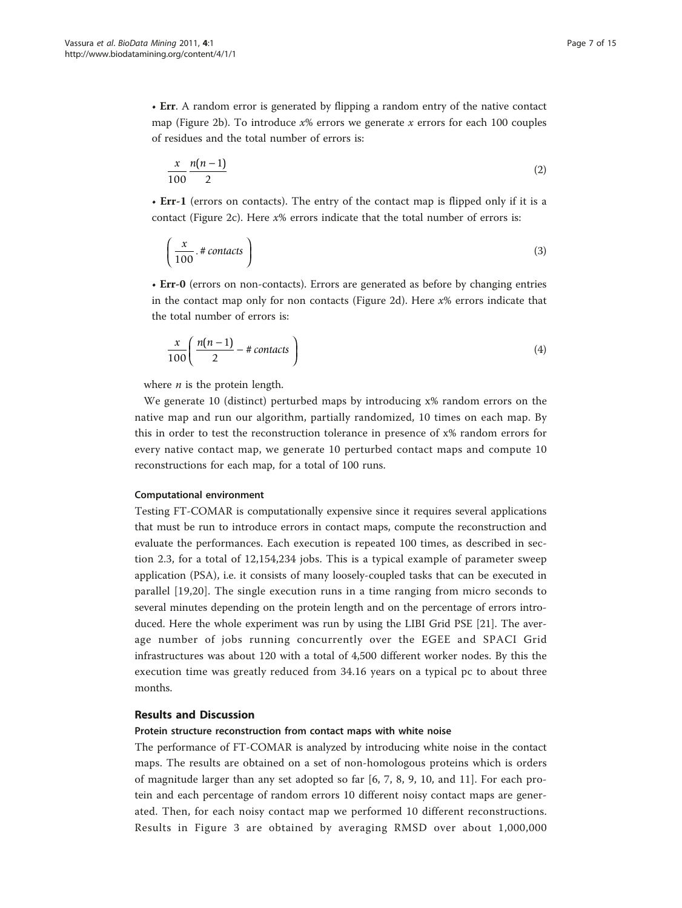- **Err**. A random error is generated by flipping a random entry of the native contact map (Figure 2b). To introduce $x$% errors we generate $x$ errors for each 100 couples of residues and the total number of errors is:

$$\frac{x}{100}\frac{n(n-1)}{2} \tag{2}$$

- **Err-1** (errors on contacts). The entry of the contact map is flipped only if it is a contact (Figure 2c). Here $x$% errors indicate that the total number of errors is:

$$\left(\frac{x}{100} \cdot \#\, contacts\right) \tag{3}$$

- **Err-0** (errors on non-contacts). Errors are generated as before by changing entries in the contact map only for non contacts (Figure 2d). Here $x$% errors indicate that the total number of errors is:

$$\frac{x}{100}\left(\frac{n(n-1)}{2} - \#\, contacts\right) \tag{4}$$

where $n$ is the protein length.

We generate 10 (distinct) perturbed maps by introducing x% random errors on the native map and run our algorithm, partially randomized, 10 times on each map. By this in order to test the reconstruction tolerance in presence of x% random errors for every native contact map, we generate 10 perturbed contact maps and compute 10 reconstructions for each map, for a total of 100 runs.

#### Computational environment

Testing FT-COMAR is computationally expensive since it requires several applications that must be run to introduce errors in contact maps, compute the reconstruction and evaluate the performances. Each execution is repeated 100 times, as described in section 2.3, for a total of 12,154,234 jobs. This is a typical example of parameter sweep application (PSA), i.e. it consists of many loosely-coupled tasks that can be executed in parallel [19,20]. The single execution runs in a time ranging from micro seconds to several minutes depending on the protein length and on the percentage of errors introduced. Here the whole experiment was run by using the LIBI Grid PSE [21]. The average number of jobs running concurrently over the EGEE and SPACI Grid infrastructures was about 120 with a total of 4,500 different worker nodes. By this the execution time was greatly reduced from 34.16 years on a typical pc to about three months.

## Results and Discussion

#### Protein structure reconstruction from contact maps with white noise

The performance of FT-COMAR is analyzed by introducing white noise in the contact maps. The results are obtained on a set of non-homologous proteins which is orders of magnitude larger than any set adopted so far [6, 7, 8, 9, 10, and 11]. For each protein and each percentage of random errors 10 different noisy contact maps are generated. Then, for each noisy contact map we performed 10 different reconstructions. Results in Figure 3 are obtained by averaging RMSD over about 1,000,000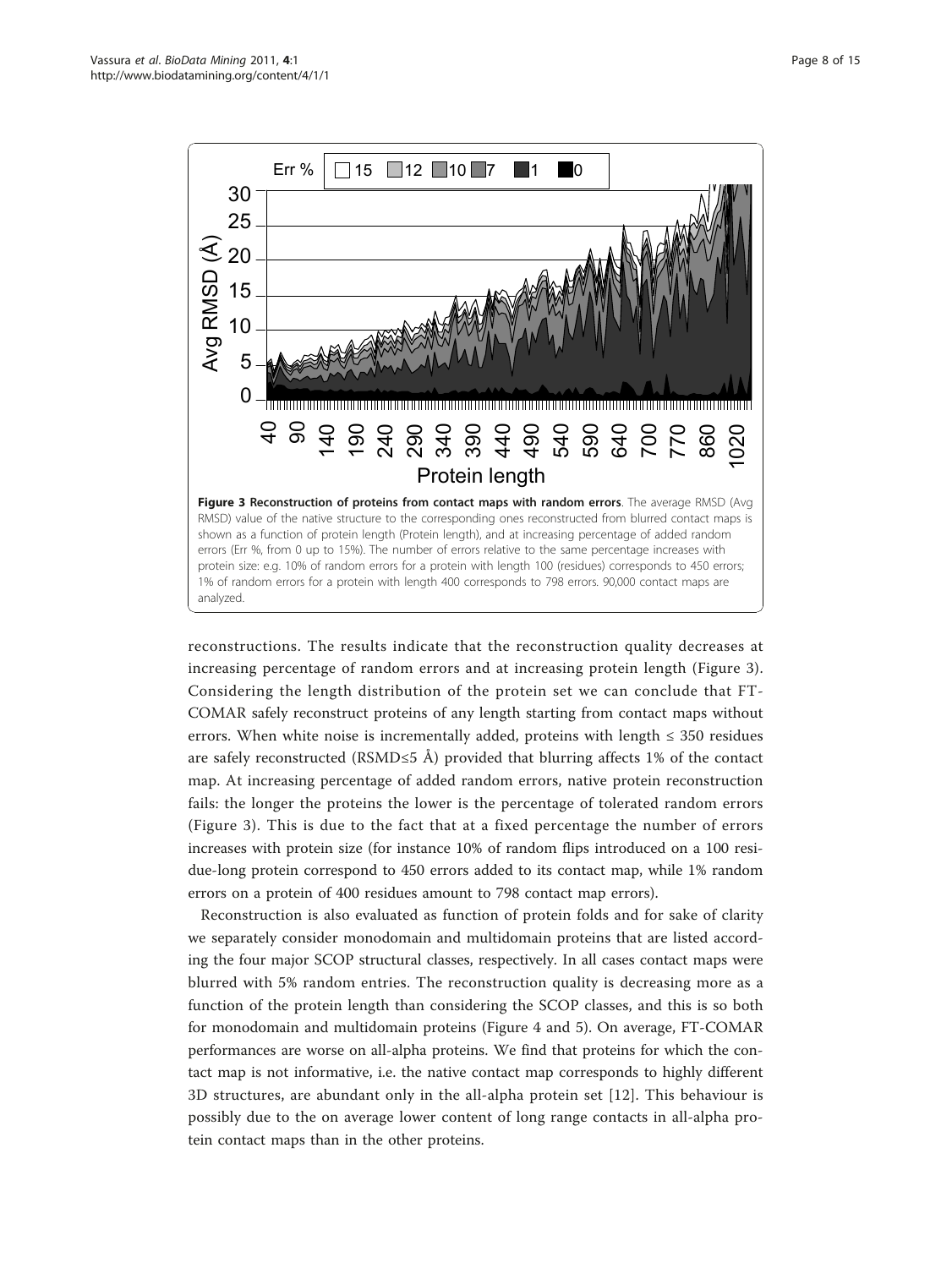**Figure 3 Reconstruction of proteins from contact maps with random errors**. The average RMSD (Avg RMSD) value of the native structure to the corresponding ones reconstructed from blurred contact maps is shown as a function of protein length (Protein length), and at increasing percentage of added random errors (Err %, from 0 up to 15%). The number of errors relative to the same percentage increases with protein size: e.g. 10% of random errors for a protein with length 100 (residues) corresponds to 450 errors; 1% of random errors for a protein with length 400 corresponds to 798 errors. 90,000 contact maps are analyzed.

reconstructions. The results indicate that the reconstruction quality decreases at increasing percentage of random errors and at increasing protein length (Figure 3). Considering the length distribution of the protein set we can conclude that FT-COMAR safely reconstruct proteins of any length starting from contact maps without errors. When white noise is incrementally added, proteins with length ≤ 350 residues are safely reconstructed (RSMD≤5 Å) provided that blurring affects 1% of the contact map. At increasing percentage of added random errors, native protein reconstruction fails: the longer the proteins the lower is the percentage of tolerated random errors (Figure 3). This is due to the fact that at a fixed percentage the number of errors increases with protein size (for instance 10% of random flips introduced on a 100 residue-long protein correspond to 450 errors added to its contact map, while 1% random errors on a protein of 400 residues amount to 798 contact map errors).

Reconstruction is also evaluated as function of protein folds and for sake of clarity we separately consider monodomain and multidomain proteins that are listed according the four major SCOP structural classes, respectively. In all cases contact maps were blurred with 5% random entries. The reconstruction quality is decreasing more as a function of the protein length than considering the SCOP classes, and this is so both for monodomain and multidomain proteins (Figure 4 and 5). On average, FT-COMAR performances are worse on all-alpha proteins. We find that proteins for which the contact map is not informative, i.e. the native contact map corresponds to highly different 3D structures, are abundant only in the all-alpha protein set [12]. This behaviour is possibly due to the on average lower content of long range contacts in all-alpha protein contact maps than in the other proteins.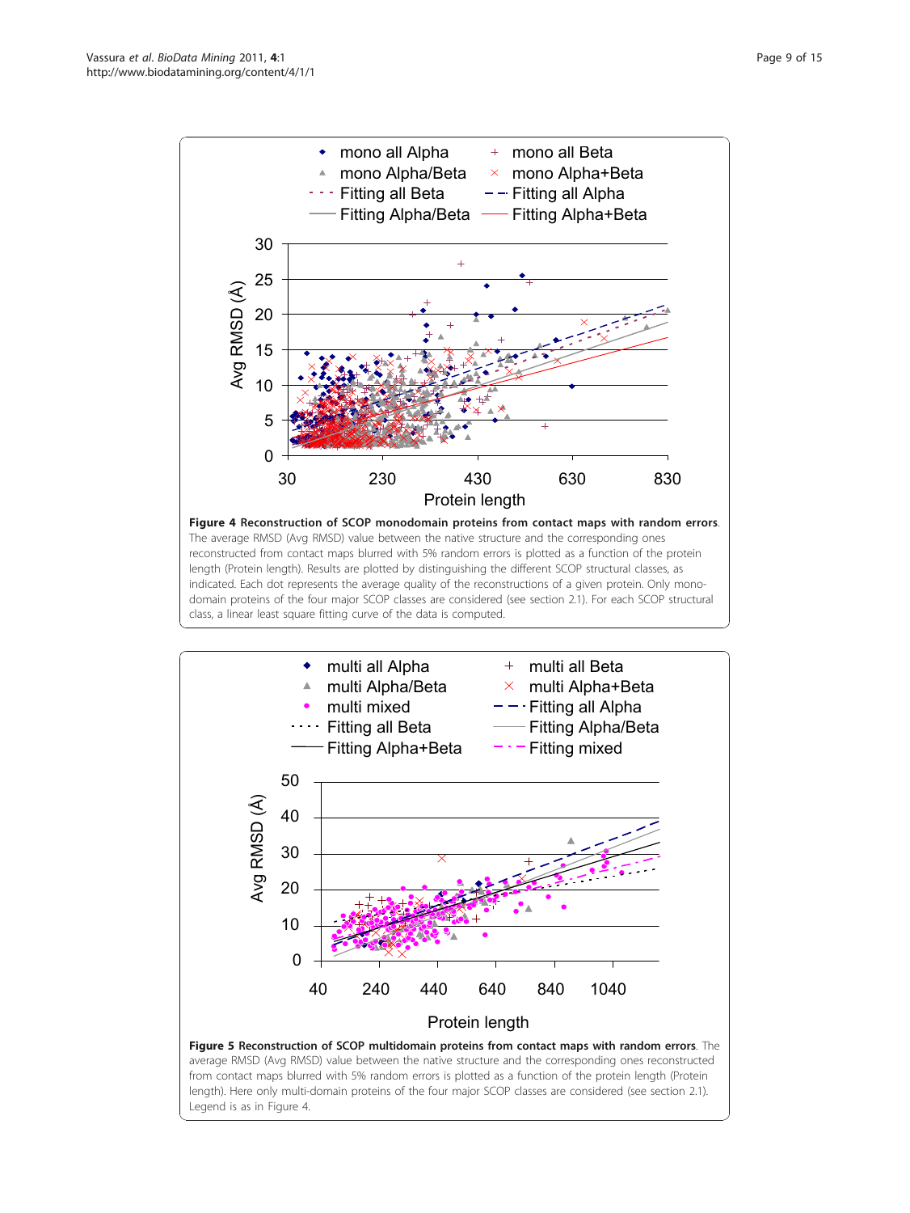**Figure 4 Reconstruction of SCOP monodomain proteins from contact maps with random errors**. The average RMSD (Avg RMSD) value between the native structure and the corresponding ones reconstructed from contact maps blurred with 5% random errors is plotted as a function of the protein length (Protein length). Results are plotted by distinguishing the different SCOP structural classes, as indicated. Each dot represents the average quality of the reconstructions of a given protein. Only mono-domain proteins of the four major SCOP classes are considered (see section 2.1). For each SCOP structural class, a linear least square fitting curve of the data is computed.

**Figure 5 Reconstruction of SCOP multidomain proteins from contact maps with random errors**. The average RMSD (Avg RMSD) value between the native structure and the corresponding ones reconstructed from contact maps blurred with 5% random errors is plotted as a function of the protein length (Protein length). Here only multi-domain proteins of the four major SCOP classes are considered (see section 2.1). Legend is as in Figure 4.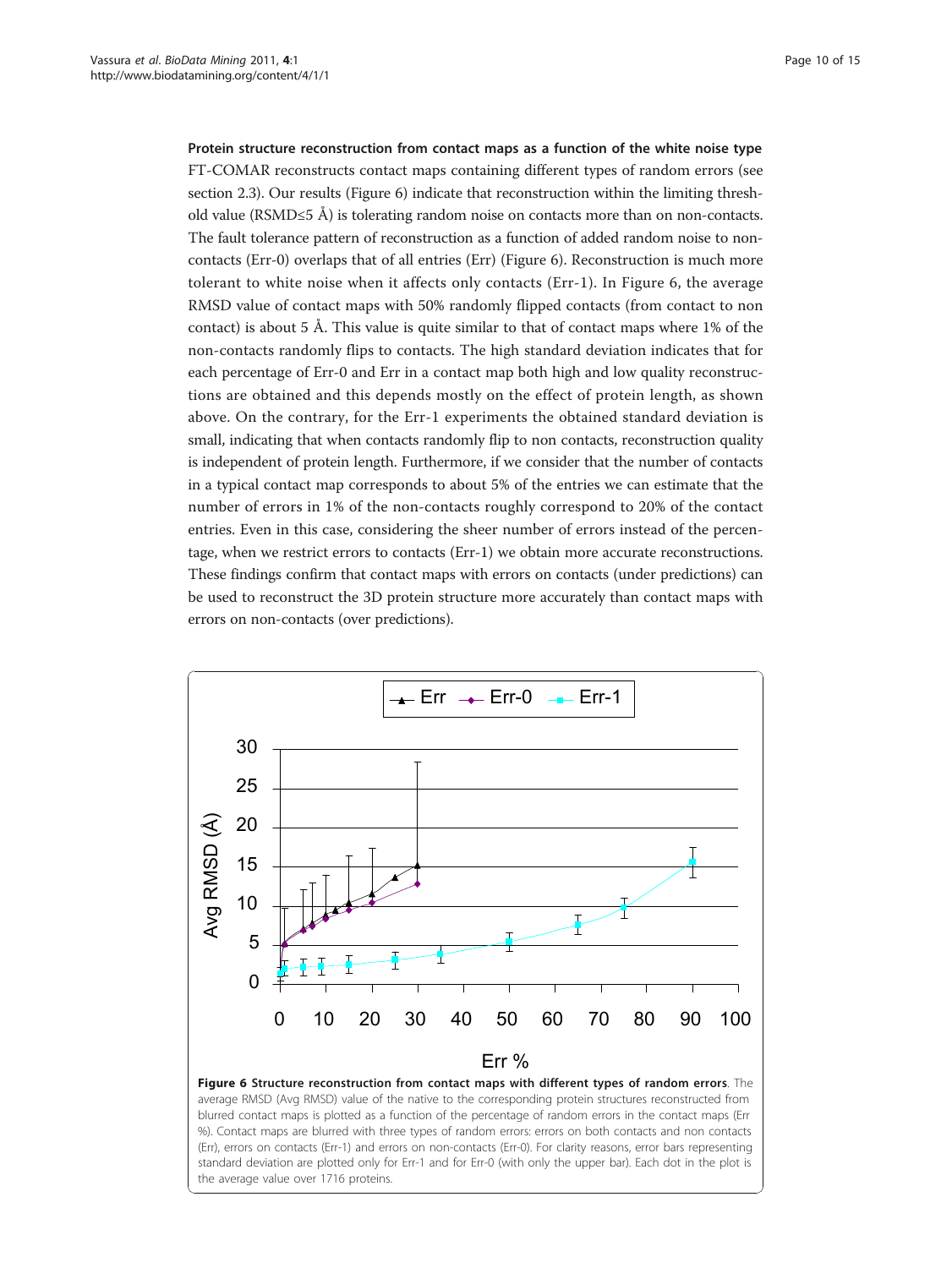**Protein structure reconstruction from contact maps as a function of the white noise type**

FT-COMAR reconstructs contact maps containing different types of random errors (see section 2.3). Our results (Figure 6) indicate that reconstruction within the limiting threshold value (RSMD≤5 Å) is tolerating random noise on contacts more than on non-contacts. The fault tolerance pattern of reconstruction as a function of added random noise to non-contacts (Err-0) overlaps that of all entries (Err) (Figure 6). Reconstruction is much more tolerant to white noise when it affects only contacts (Err-1). In Figure 6, the average RMSD value of contact maps with 50% randomly flipped contacts (from contact to non contact) is about 5 Å. This value is quite similar to that of contact maps where 1% of the non-contacts randomly flips to contacts. The high standard deviation indicates that for each percentage of Err-0 and Err in a contact map both high and low quality reconstructions are obtained and this depends mostly on the effect of protein length, as shown above. On the contrary, for the Err-1 experiments the obtained standard deviation is small, indicating that when contacts randomly flip to non contacts, reconstruction quality is independent of protein length. Furthermore, if we consider that the number of contacts in a typical contact map corresponds to about 5% of the entries we can estimate that the number of errors in 1% of the non-contacts roughly correspond to 20% of the contact entries. Even in this case, considering the sheer number of errors instead of the percentage, when we restrict errors to contacts (Err-1) we obtain more accurate reconstructions. These findings confirm that contact maps with errors on contacts (under predictions) can be used to reconstruct the 3D protein structure more accurately than contact maps with errors on non-contacts (over predictions).

**Figure 6 Structure reconstruction from contact maps with different types of random errors**. The average RMSD (Avg RMSD) value of the native to the corresponding protein structures reconstructed from blurred contact maps is plotted as a function of the percentage of random errors in the contact maps (Err %). Contact maps are blurred with three types of random errors: errors on both contacts and non contacts (Err), errors on contacts (Err-1) and errors on non-contacts (Err-0). For clarity reasons, error bars representing standard deviation are plotted only for Err-1 and for Err-0 (with only the upper bar). Each dot in the plot is the average value over 1716 proteins.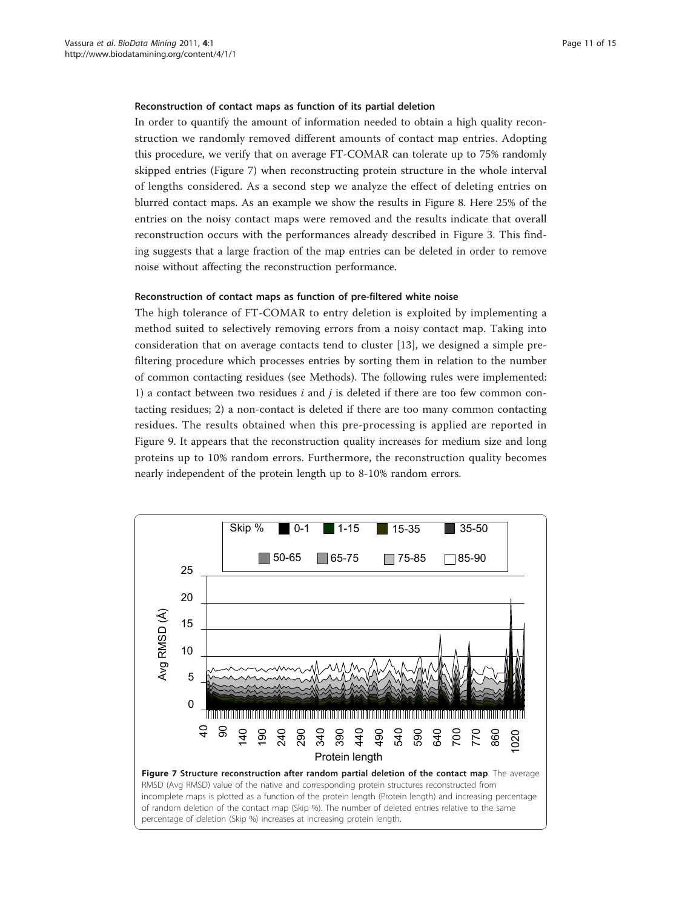### Reconstruction of contact maps as function of its partial deletion

In order to quantify the amount of information needed to obtain a high quality reconstruction we randomly removed different amounts of contact map entries. Adopting this procedure, we verify that on average FT-COMAR can tolerate up to 75% randomly skipped entries (Figure 7) when reconstructing protein structure in the whole interval of lengths considered. As a second step we analyze the effect of deleting entries on blurred contact maps. As an example we show the results in Figure 8. Here 25% of the entries on the noisy contact maps were removed and the results indicate that overall reconstruction occurs with the performances already described in Figure 3. This finding suggests that a large fraction of the map entries can be deleted in order to remove noise without affecting the reconstruction performance.

### Reconstruction of contact maps as function of pre-filtered white noise

The high tolerance of FT-COMAR to entry deletion is exploited by implementing a method suited to selectively removing errors from a noisy contact map. Taking into consideration that on average contacts tend to cluster [13], we designed a simple pre-filtering procedure which processes entries by sorting them in relation to the number of common contacting residues (see Methods). The following rules were implemented: 1) a contact between two residues $i$ and $j$ is deleted if there are too few common contacting residues; 2) a non-contact is deleted if there are too many common contacting residues. The results obtained when this pre-processing is applied are reported in Figure 9. It appears that the reconstruction quality increases for medium size and long proteins up to 10% random errors. Furthermore, the reconstruction quality becomes nearly independent of the protein length up to 8-10% random errors.

**Figure 7 Structure reconstruction after random partial deletion of the contact map**. The average RMSD (Avg RMSD) value of the native and corresponding protein structures reconstructed from incomplete maps is plotted as a function of the protein length (Protein length) and increasing percentage of random deletion of the contact map (Skip %). The number of deleted entries relative to the same percentage of deletion (Skip %) increases at increasing protein length.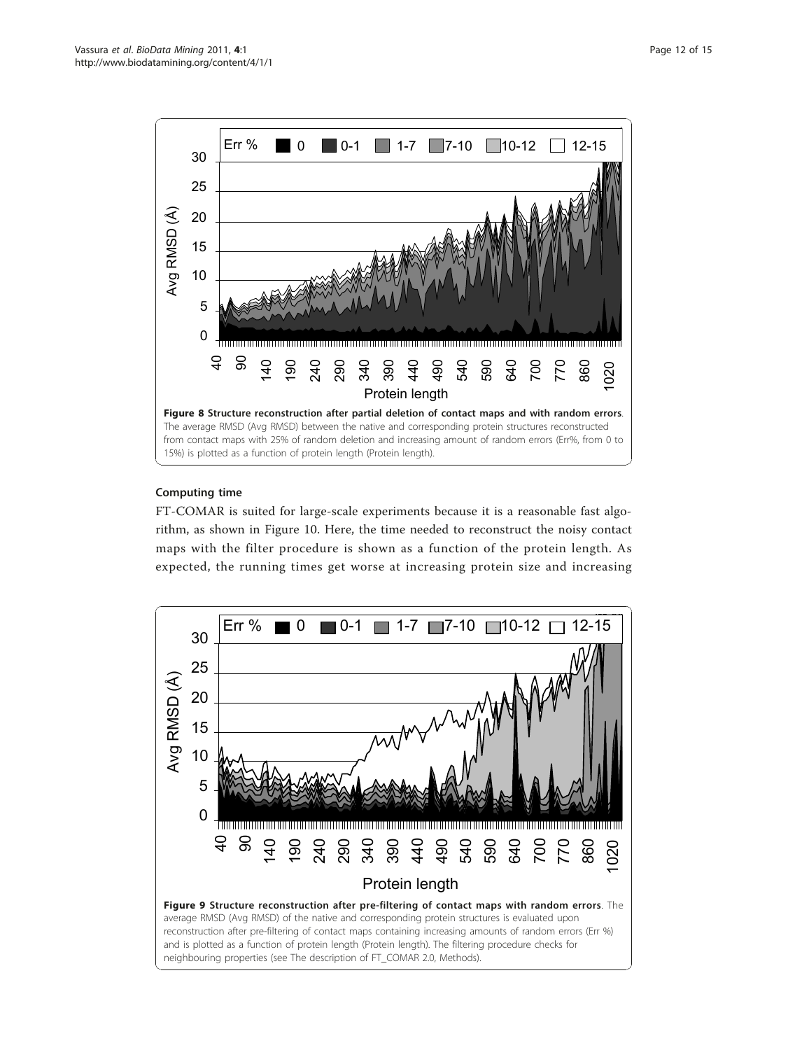**Figure 8 Structure reconstruction after partial deletion of contact maps and with random errors**. The average RMSD (Avg RMSD) between the native and corresponding protein structures reconstructed from contact maps with 25% of random deletion and increasing amount of random errors (Err%, from 0 to 15%) is plotted as a function of protein length (Protein length).

### Computing time

FT-COMAR is suited for large-scale experiments because it is a reasonable fast algorithm, as shown in Figure 10. Here, the time needed to reconstruct the noisy contact maps with the filter procedure is shown as a function of the protein length. As expected, the running times get worse at increasing protein size and increasing

**Figure 9 Structure reconstruction after pre-filtering of contact maps with random errors**. The average RMSD (Avg RMSD) of the native and corresponding protein structures is evaluated upon reconstruction after pre-filtering of contact maps containing increasing amounts of random errors (Err %) and is plotted as a function of protein length (Protein length). The filtering procedure checks for neighbouring properties (see The description of FT_COMAR 2.0, Methods).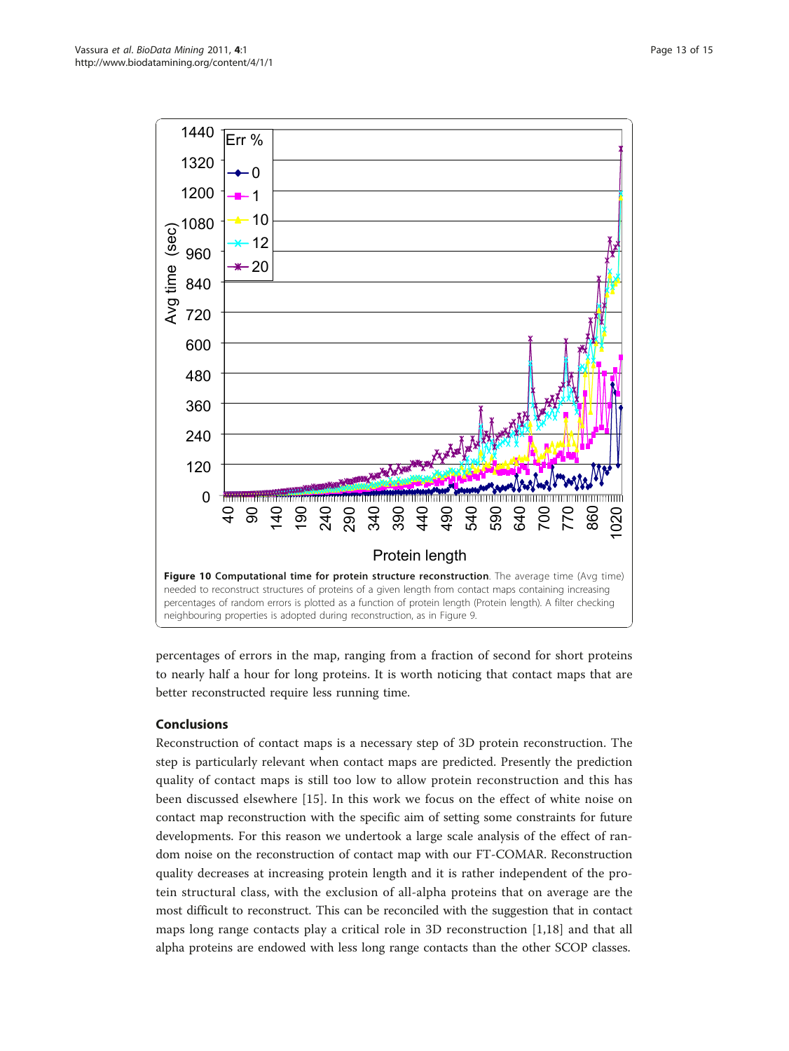**Figure 10 Computational time for protein structure reconstruction**. The average time (Avg time) needed to reconstruct structures of proteins of a given length from contact maps containing increasing percentages of random errors is plotted as a function of protein length (Protein length). A filter checking neighbouring properties is adopted during reconstruction, as in Figure 9.

percentages of errors in the map, ranging from a fraction of second for short proteins to nearly half a hour for long proteins. It is worth noticing that contact maps that are better reconstructed require less running time.

## Conclusions

Reconstruction of contact maps is a necessary step of 3D protein reconstruction. The step is particularly relevant when contact maps are predicted. Presently the prediction quality of contact maps is still too low to allow protein reconstruction and this has been discussed elsewhere [15]. In this work we focus on the effect of white noise on contact map reconstruction with the specific aim of setting some constraints for future developments. For this reason we undertook a large scale analysis of the effect of random noise on the reconstruction of contact map with our FT-COMAR. Reconstruction quality decreases at increasing protein length and it is rather independent of the protein structural class, with the exclusion of all-alpha proteins that on average are the most difficult to reconstruct. This can be reconciled with the suggestion that in contact maps long range contacts play a critical role in 3D reconstruction [1,18] and that all alpha proteins are endowed with less long range contacts than the other SCOP classes.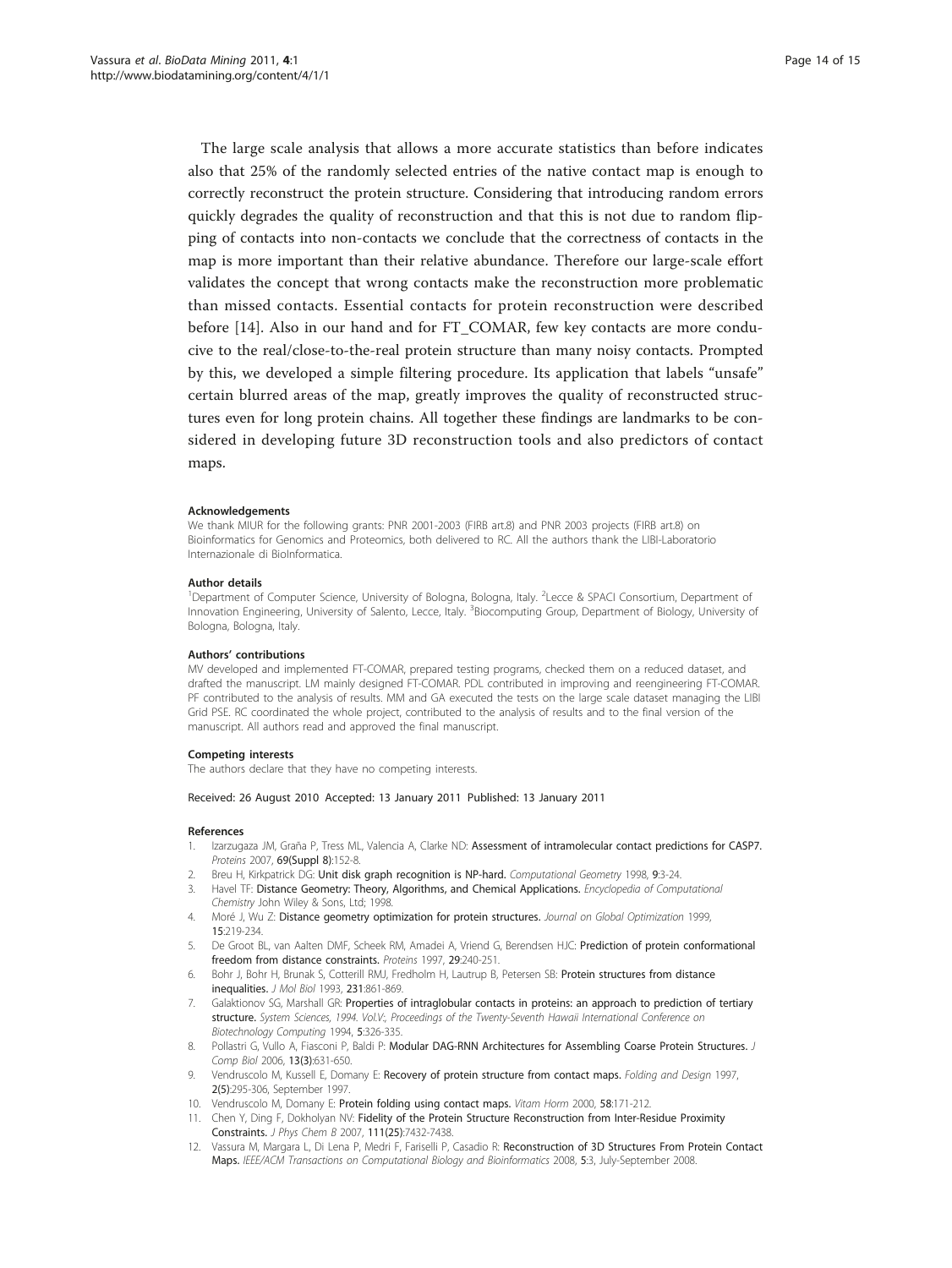The large scale analysis that allows a more accurate statistics than before indicates also that 25% of the randomly selected entries of the native contact map is enough to correctly reconstruct the protein structure. Considering that introducing random errors quickly degrades the quality of reconstruction and that this is not due to random flipping of contacts into non-contacts we conclude that the correctness of contacts in the map is more important than their relative abundance. Therefore our large-scale effort validates the concept that wrong contacts make the reconstruction more problematic than missed contacts. Essential contacts for protein reconstruction were described before [14]. Also in our hand and for FT_COMAR, few key contacts are more conducive to the real/close-to-the-real protein structure than many noisy contacts. Prompted by this, we developed a simple filtering procedure. Its application that labels "unsafe" certain blurred areas of the map, greatly improves the quality of reconstructed structures even for long protein chains. All together these findings are landmarks to be considered in developing future 3D reconstruction tools and also predictors of contact maps.

#### Acknowledgements

We thank MIUR for the following grants: PNR 2001-2003 (FIRB art.8) and PNR 2003 projects (FIRB art.8) on Bioinformatics for Genomics and Proteomics, both delivered to RC. All the authors thank the LIBI-Laboratorio Internazionale di BioInformatica.

#### Author details

[1]Department of Computer Science, University of Bologna, Bologna, Italy. [2]Lecce & SPACI Consortium, Department of Innovation Engineering, University of Salento, Lecce, Italy. [3]Biocomputing Group, Department of Biology, University of Bologna, Bologna, Italy.

#### Authors' contributions

MV developed and implemented FT-COMAR, prepared testing programs, checked them on a reduced dataset, and drafted the manuscript. LM mainly designed FT-COMAR. PDL contributed in improving and reengineering FT-COMAR. PF contributed to the analysis of results. MM and GA executed the tests on the large scale dataset managing the LIBI Grid PSE. RC coordinated the whole project, contributed to the analysis of results and to the final version of the manuscript. All authors read and approved the final manuscript.

#### Competing interests

The authors declare that they have no competing interests.

Received: 26 August 2010 Accepted: 13 January 2011 Published: 13 January 2011

#### References

1. Izarzugaza JM, Graña P, Tress ML, Valencia A, Clarke ND: **Assessment of intramolecular contact predictions for CASP7.** *Proteins* 2007, **69(Suppl 8)**:152-8.
2. Breu H, Kirkpatrick DG: **Unit disk graph recognition is NP-hard.** *Computational Geometry* 1998, **9**:3-24.
3. Havel TF: **Distance Geometry: Theory, Algorithms, and Chemical Applications.** *Encyclopedia of Computational Chemistry* John Wiley & Sons, Ltd; 1998.
4. Moré J, Wu Z: **Distance geometry optimization for protein structures.** *Journal on Global Optimization* 1999, **15**:219-234.
5. De Groot BL, van Aalten DMF, Scheek RM, Amadei A, Vriend G, Berendsen HJC: **Prediction of protein conformational freedom from distance constraints.** *Proteins* 1997, **29**:240-251.
6. Bohr J, Bohr H, Brunak S, Cotterill RMJ, Fredholm H, Lautrup B, Petersen SB: **Protein structures from distance inequalities.** *J Mol Biol* 1993, **231**:861-869.
7. Galaktionov SG, Marshall GR: **Properties of intraglobular contacts in proteins: an approach to prediction of tertiary structure.** *System Sciences, 1994. Vol.V:, Proceedings of the Twenty-Seventh Hawaii International Conference on Biotechnology Computing* 1994, **5**:326-335.
8. Pollastri G, Vullo A, Fiasconi P, Baldi P: **Modular DAG-RNN Architectures for Assembling Coarse Protein Structures.** *J Comp Biol* 2006, **13(3)**:631-650.
9. Vendruscolo M, Kussell E, Domany E: **Recovery of protein structure from contact maps.** *Folding and Design* 1997, **2(5)**:295-306, September 1997.
10. Vendruscolo M, Domany E: **Protein folding using contact maps.** *Vitam Horm* 2000, **58**:171-212.
11. Chen Y, Ding F, Dokholyan NV: **Fidelity of the Protein Structure Reconstruction from Inter-Residue Proximity Constraints.** *J Phys Chem B* 2007, **111(25)**:7432-7438.
12. Vassura M, Margara L, Di Lena P, Medri F, Fariselli P, Casadio R: **Reconstruction of 3D Structures From Protein Contact Maps.** *IEEE/ACM Transactions on Computational Biology and Bioinformatics* 2008, **5**:3, July-September 2008.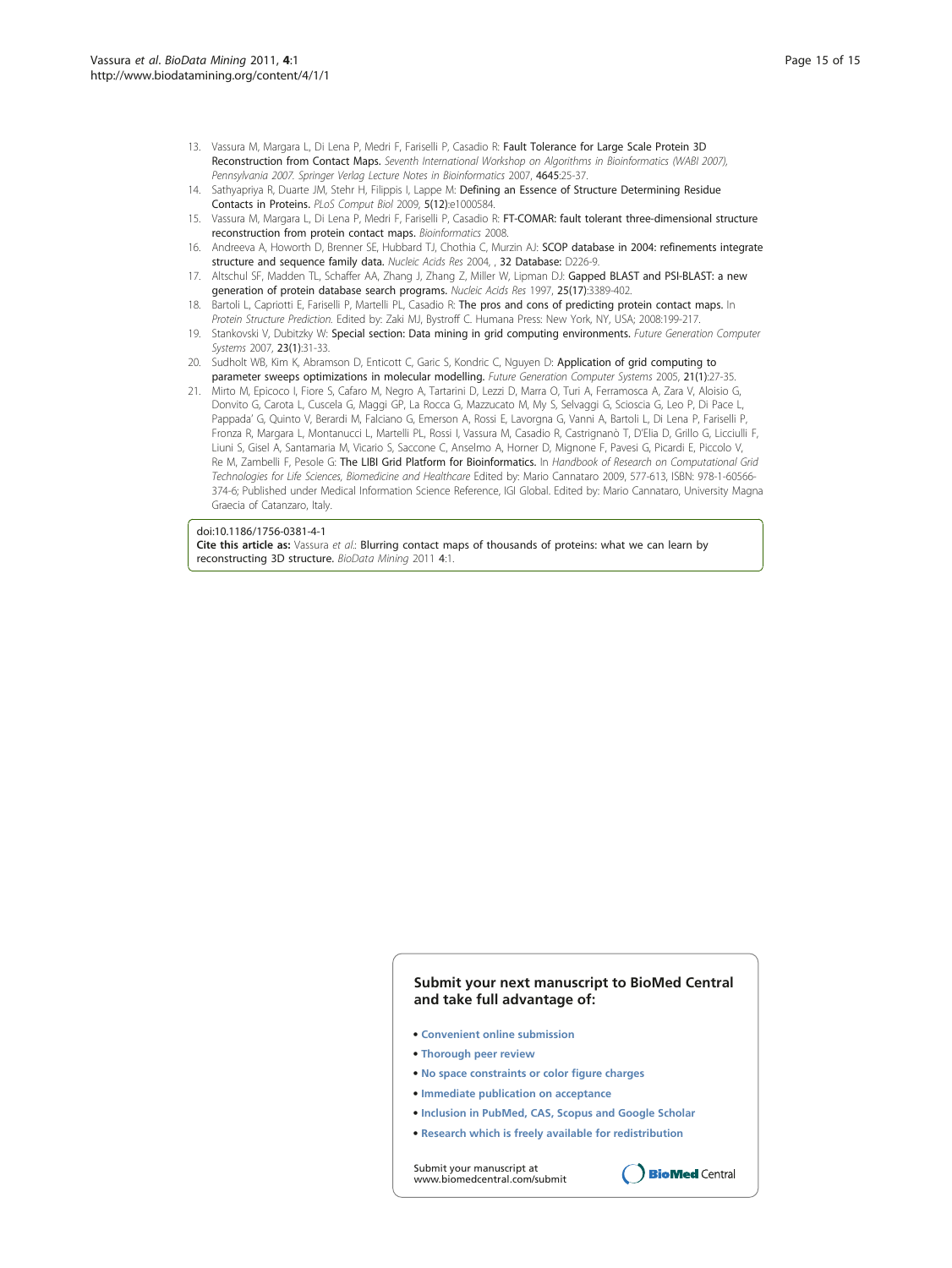13. Vassura M, Margara L, Di Lena P, Medri F, Fariselli P, Casadio R: **Fault Tolerance for Large Scale Protein 3D Reconstruction from Contact Maps.** *Seventh International Workshop on Algorithms in Bioinformatics (WABI 2007), Pennsylvania 2007. Springer Verlag Lecture Notes in Bioinformatics* 2007, **4645**:25-37.
14. Sathyapriya R, Duarte JM, Stehr H, Filippis I, Lappe M: **Defining an Essence of Structure Determining Residue Contacts in Proteins.** *PLoS Comput Biol* 2009, **5(12)**:e1000584.
15. Vassura M, Margara L, Di Lena P, Medri F, Fariselli P, Casadio R: **FT-COMAR: fault tolerant three-dimensional structure reconstruction from protein contact maps.** *Bioinformatics* 2008.
16. Andreeva A, Howorth D, Brenner SE, Hubbard TJ, Chothia C, Murzin AJ: **SCOP database in 2004: refinements integrate structure and sequence family data.** *Nucleic Acids Res* 2004, , **32 Database:** D226-9.
17. Altschul SF, Madden TL, Schaffer AA, Zhang J, Zhang Z, Miller W, Lipman DJ: **Gapped BLAST and PSI-BLAST: a new generation of protein database search programs.** *Nucleic Acids Res* 1997, **25(17)**:3389-402.
18. Bartoli L, Capriotti E, Fariselli P, Martelli PL, Casadio R: **The pros and cons of predicting protein contact maps.** In *Protein Structure Prediction.* Edited by: Zaki MJ, Bystroff C. Humana Press: New York, NY, USA; 2008:199-217.
19. Stankovski V, Dubitzky W: **Special section: Data mining in grid computing environments.** *Future Generation Computer Systems* 2007, **23(1)**:31-33.
20. Sudholt WB, Kim K, Abramson D, Enticott C, Garic S, Kondric C, Nguyen D: **Application of grid computing to parameter sweeps optimizations in molecular modelling.** *Future Generation Computer Systems* 2005, **21(1)**:27-35.
21. Mirto M, Epicoco I, Fiore S, Cafaro M, Negro A, Tartarini D, Lezzi D, Marra O, Turi A, Ferramosca A, Zara V, Aloisio G, Donvito G, Carota L, Cuscela G, Maggi GP, La Rocca G, Mazzucato M, My S, Selvaggi G, Scioscia G, Leo P, Di Pace L, Pappada' G, Quinto V, Berardi M, Falciano G, Emerson A, Rossi E, Lavorgna G, Vanni A, Bartoli L, Di Lena P, Fariselli P, Fronza R, Margara L, Montanucci L, Martelli PL, Rossi I, Vassura M, Casadio R, Castrignanò T, D'Elia D, Grillo G, Licciulli F, Liuni S, Gisel A, Santamaria M, Vicario S, Saccone C, Anselmo A, Horner D, Mignone F, Pavesi G, Picardi E, Piccolo V, Re M, Zambelli F, Pesole G: **The LIBI Grid Platform for Bioinformatics.** In *Handbook of Research on Computational Grid Technologies for Life Sciences, Biomedicine and Healthcare* Edited by: Mario Cannataro 2009, 577-613, ISBN: 978-1-60566-374-6; Published under Medical Information Science Reference, IGI Global. Edited by: Mario Cannataro, University Magna Graecia of Catanzaro, Italy.

doi:10.1186/1756-0381-4-1
**Cite this article as:** Vassura *et al.*: Blurring contact maps of thousands of proteins: what we can learn by reconstructing 3D structure. *BioData Mining* 2011 **4**:1.

**Submit your next manuscript to BioMed Central and take full advantage of:**

- **Convenient online submission**
- **Thorough peer review**
- **No space constraints or color figure charges**
- **Immediate publication on acceptance**
- **Inclusion in PubMed, CAS, Scopus and Google Scholar**
- **Research which is freely available for redistribution**

Submit your manuscript at
www.biomedcentral.com/submit

BioMed Central